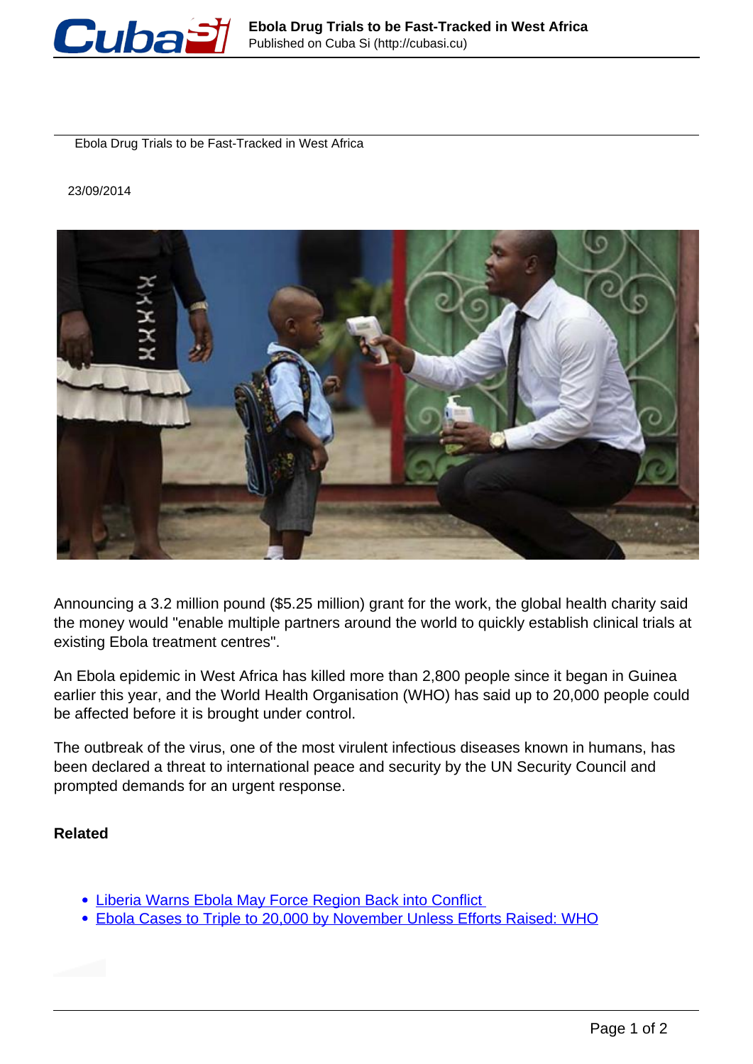# Ebola Drug Trials to be Fast-Tracked in West Africa

23/09/2014

Announcing a 3.2 million pound ($5.25 million) grant for the work, the global health charity said the money would "enable multiple partners around the world to quickly establish clinical trials at existing Ebola treatment centres".

An Ebola epidemic in West Africa has killed more than 2,800 people since it began in Guinea earlier this year, and the World Health Organisation (WHO) has said up to 20,000 people could be affected before it is brought under control.

The outbreak of the virus, one of the most virulent infectious diseases known in humans, has been declared a threat to international peace and security by the UN Security Council and prompted demands for an urgent response.

**Related**

- Liberia Warns Ebola May Force Region Back into Conflict
- Ebola Cases to Triple to 20,000 by November Unless Efforts Raised: WHO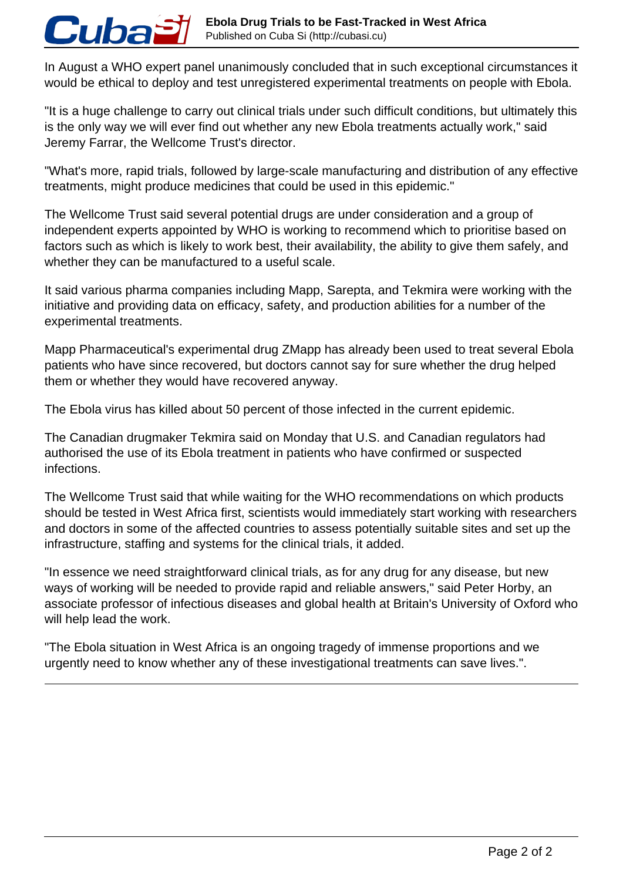In August a WHO expert panel unanimously concluded that in such exceptional circumstances it would be ethical to deploy and test unregistered experimental treatments on people with Ebola.

"It is a huge challenge to carry out clinical trials under such difficult conditions, but ultimately this is the only way we will ever find out whether any new Ebola treatments actually work," said Jeremy Farrar, the Wellcome Trust's director.

"What's more, rapid trials, followed by large-scale manufacturing and distribution of any effective treatments, might produce medicines that could be used in this epidemic."

The Wellcome Trust said several potential drugs are under consideration and a group of independent experts appointed by WHO is working to recommend which to prioritise based on factors such as which is likely to work best, their availability, the ability to give them safely, and whether they can be manufactured to a useful scale.

It said various pharma companies including Mapp, Sarepta, and Tekmira were working with the initiative and providing data on efficacy, safety, and production abilities for a number of the experimental treatments.

Mapp Pharmaceutical's experimental drug ZMapp has already been used to treat several Ebola patients who have since recovered, but doctors cannot say for sure whether the drug helped them or whether they would have recovered anyway.

The Ebola virus has killed about 50 percent of those infected in the current epidemic.

The Canadian drugmaker Tekmira said on Monday that U.S. and Canadian regulators had authorised the use of its Ebola treatment in patients who have confirmed or suspected infections.

The Wellcome Trust said that while waiting for the WHO recommendations on which products should be tested in West Africa first, scientists would immediately start working with researchers and doctors in some of the affected countries to assess potentially suitable sites and set up the infrastructure, staffing and systems for the clinical trials, it added.

"In essence we need straightforward clinical trials, as for any drug for any disease, but new ways of working will be needed to provide rapid and reliable answers," said Peter Horby, an associate professor of infectious diseases and global health at Britain's University of Oxford who will help lead the work.

"The Ebola situation in West Africa is an ongoing tragedy of immense proportions and we urgently need to know whether any of these investigational treatments can save lives.".